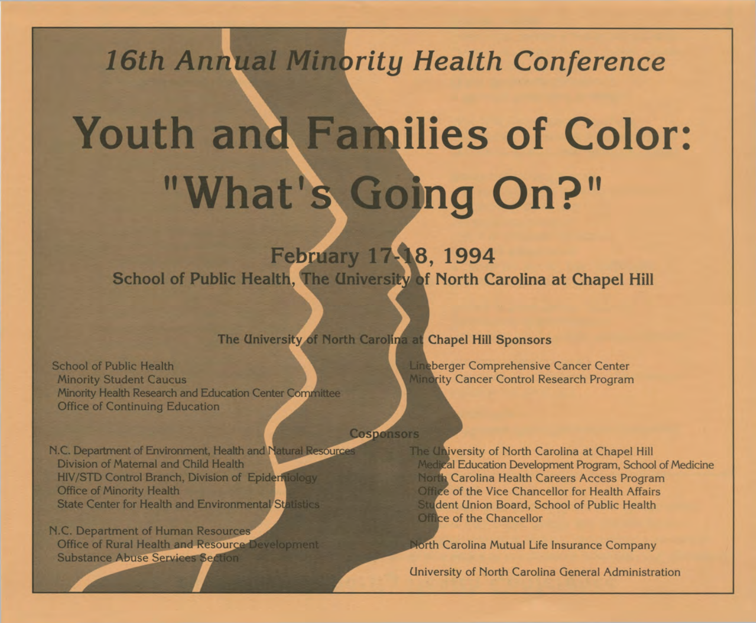*16th Annual Minority Health Conference*

# Youth and Families of Color: "What's Going On?"

## February 17-18, 1994

### School of Public Health, The University of North Carolina at Chapel Hill

**The University of North Carolina at Chapel Hill Sponsors**

School of Public Health
- Minority Student Caucus
- Minority Health Research and Education Center Committee
- Office of Continuing Education

Lineberger Comprehensive Cancer Center
- Minority Cancer Control Research Program

**Cosponsors**

N.C. Department of Environment, Health and Natural Resources
- Division of Maternal and Child Health
- HIV/STD Control Branch, Division of Epidemiology
- Office of Minority Health
- State Center for Health and Environmental Statistics

N.C. Department of Human Resources
- Office of Rural Health and Resource Development
- Substance Abuse Services Section

The University of North Carolina at Chapel Hill
- Medical Education Development Program, School of Medicine
- North Carolina Health Careers Access Program
- Office of the Vice Chancellor for Health Affairs
- Student Union Board, School of Public Health
- Office of the Chancellor

North Carolina Mutual Life Insurance Company

University of North Carolina General Administration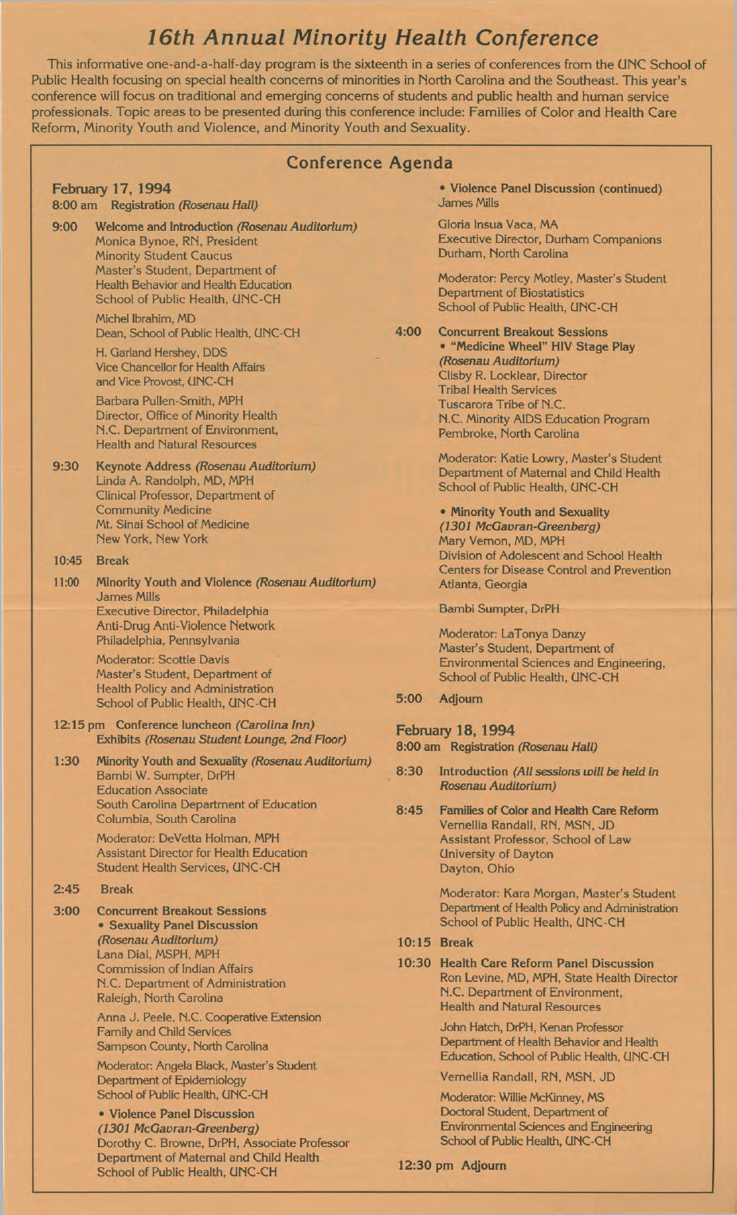# 16th Annual Minority Health Conference

This informative one-and-a-half-day program is the sixteenth in a series of conferences from the UNC School of Public Health focusing on special health concerns of minorities in North Carolina and the Southeast. This year's conference will focus on traditional and emerging concerns of students and public health and human service professionals. Topic areas to be presented during this conference include: Families of Color and Health Care Reform, Minority Youth and Violence, and Minority Youth and Sexuality.

## Conference Agenda

### February 17, 1994

**8:00 am Registration** *(Rosenau Hall)*

**9:00 Welcome and Introduction** *(Rosenau Auditorium)*
Monica Bynoe, RN, President
Minority Student Caucus
Master's Student, Department of Health Behavior and Health Education
School of Public Health, UNC-CH

Michel Ibrahim, MD
Dean, School of Public Health, UNC-CH

H. Garland Hershey, DDS
Vice Chancellor for Health Affairs and Vice Provost, UNC-CH

Barbara Pullen-Smith, MPH
Director, Office of Minority Health
N.C. Department of Environment, Health and Natural Resources

**9:30 Keynote Address** *(Rosenau Auditorium)*
Linda A. Randolph, MD, MPH
Clinical Professor, Department of Community Medicine
Mt. Sinai School of Medicine
New York, New York

**10:45 Break**

**11:00 Minority Youth and Violence** *(Rosenau Auditorium)*
James Mills
Executive Director, Philadelphia Anti-Drug Anti-Violence Network
Philadelphia, Pennsylvania

Moderator: Scottie Davis
Master's Student, Department of Health Policy and Administration
School of Public Health, UNC-CH

**12:15 pm Conference luncheon** *(Carolina Inn)*
**Exhibits** *(Rosenau Student Lounge, 2nd Floor)*

**1:30 Minority Youth and Sexuality** *(Rosenau Auditorium)*
Bambi W. Sumpter, DrPH
Education Associate
South Carolina Department of Education
Columbia, South Carolina

Moderator: DeVetta Holman, MPH
Assistant Director for Health Education
Student Health Services, UNC-CH

**2:45 Break**

**3:00 Concurrent Breakout Sessions**

- **Sexuality Panel Discussion** *(Rosenau Auditorium)*
  Lana Dial, MSPH, MPH
  Commission of Indian Affairs
  N.C. Department of Administration
  Raleigh, North Carolina

  Anna J. Peele, N.C. Cooperative Extension
  Family and Child Services
  Sampson County, North Carolina

  Moderator: Angela Black, Master's Student
  Department of Epidemiology
  School of Public Health, UNC-CH

- **Violence Panel Discussion** *(1301 McGavran-Greenberg)*
  Dorothy C. Browne, DrPH, Associate Professor
  Department of Maternal and Child Health
  School of Public Health, UNC-CH

- **Violence Panel Discussion (continued)**
  James Mills

  Gloria Insua Vaca, MA
  Executive Director, Durham Companions
  Durham, North Carolina

  Moderator: Percy Motley, Master's Student
  Department of Biostatistics
  School of Public Health, UNC-CH

**4:00 Concurrent Breakout Sessions**

- **"Medicine Wheel" HIV Stage Play** *(Rosenau Auditorium)*
  Clisby R. Locklear, Director
  Tribal Health Services
  Tuscarora Tribe of N.C.
  N.C. Minority AIDS Education Program
  Pembroke, North Carolina

  Moderator: Katie Lowry, Master's Student
  Department of Maternal and Child Health
  School of Public Health, UNC-CH

- **Minority Youth and Sexuality** *(1301 McGavran-Greenberg)*
  Mary Vernon, MD, MPH
  Division of Adolescent and School Health
  Centers for Disease Control and Prevention
  Atlanta, Georgia

  Bambi Sumpter, DrPH

  Moderator: LaTonya Danzy
  Master's Student, Department of Environmental Sciences and Engineering,
  School of Public Health, UNC-CH

**5:00 Adjourn**

### February 18, 1994

**8:00 am Registration** *(Rosenau Hall)*

**8:30 Introduction** *(All sessions will be held in Rosenau Auditorium)*

**8:45 Families of Color and Health Care Reform**
Vernellia Randall, RN, MSN, JD
Assistant Professor, School of Law
University of Dayton
Dayton, Ohio

Moderator: Kara Morgan, Master's Student
Department of Health Policy and Administration
School of Public Health, UNC-CH

**10:15 Break**

**10:30 Health Care Reform Panel Discussion**
Ron Levine, MD, MPH, State Health Director
N.C. Department of Environment, Health and Natural Resources

John Hatch, DrPH, Kenan Professor
Department of Health Behavior and Health Education, School of Public Health, UNC-CH

Vernellia Randall, RN, MSN, JD

Moderator: Willie McKinney, MS
Doctoral Student, Department of Environmental Sciences and Engineering
School of Public Health, UNC-CH

**12:30 pm Adjourn**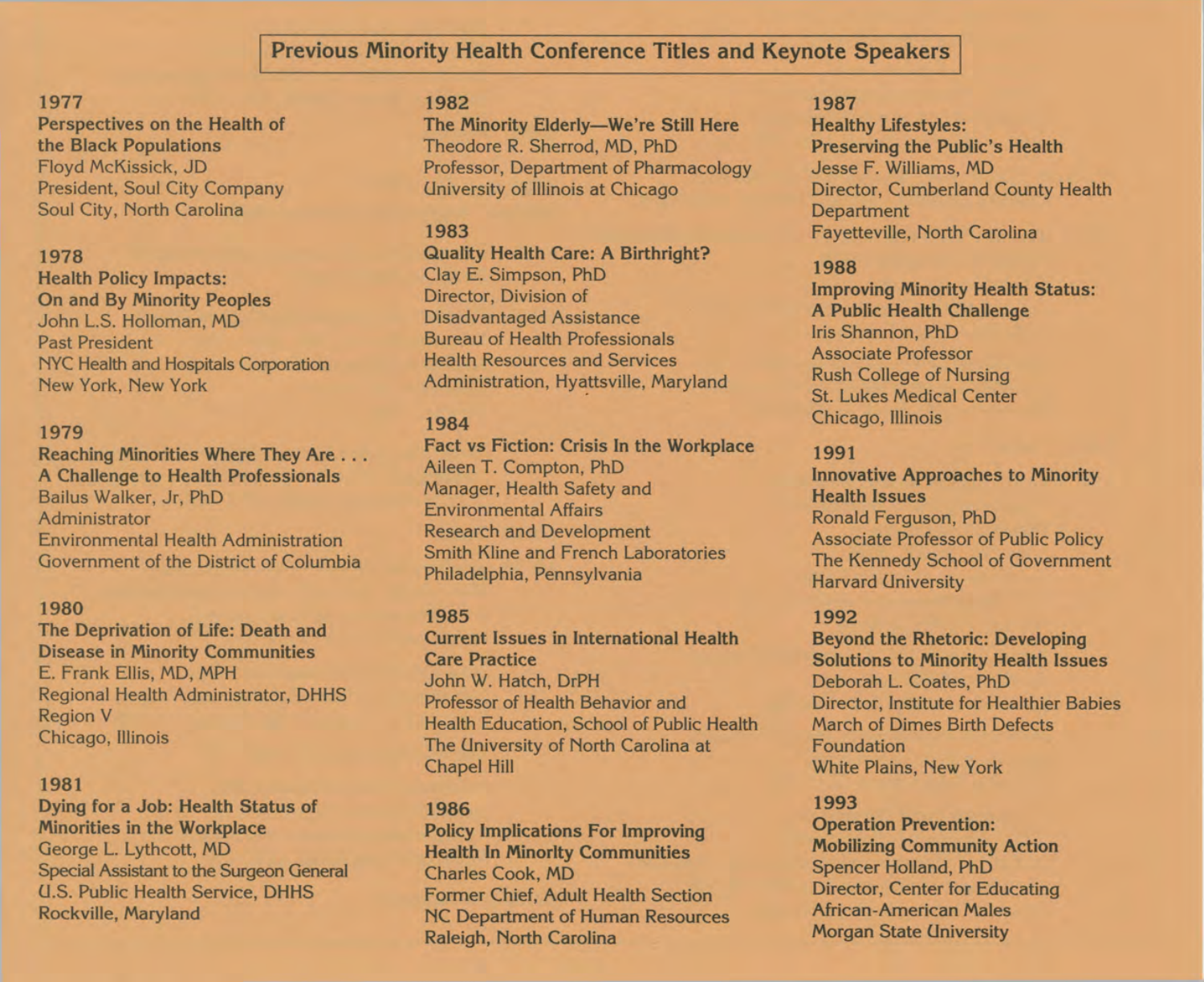# Previous Minority Health Conference Titles and Keynote Speakers

**1977**
**Perspectives on the Health of the Black Populations**
Floyd McKissick, JD
President, Soul City Company
Soul City, North Carolina

**1978**
**Health Policy Impacts: On and By Minority Peoples**
John L.S. Holloman, MD
Past President
NYC Health and Hospitals Corporation
New York, New York

**1979**
**Reaching Minorities Where They Are . . . A Challenge to Health Professionals**
Bailus Walker, Jr, PhD
Administrator
Environmental Health Administration
Government of the District of Columbia

**1980**
**The Deprivation of Life: Death and Disease in Minority Communities**
E. Frank Ellis, MD, MPH
Regional Health Administrator, DHHS
Region V
Chicago, Illinois

**1981**
**Dying for a Job: Health Status of Minorities in the Workplace**
George L. Lythcott, MD
Special Assistant to the Surgeon General
U.S. Public Health Service, DHHS
Rockville, Maryland

**1982**
**The Minority Elderly—We're Still Here**
Theodore R. Sherrod, MD, PhD
Professor, Department of Pharmacology
University of Illinois at Chicago

**1983**
**Quality Health Care: A Birthright?**
Clay E. Simpson, PhD
Director, Division of Disadvantaged Assistance
Bureau of Health Professionals
Health Resources and Services Administration, Hyattsville, Maryland

**1984**
**Fact vs Fiction: Crisis In the Workplace**
Aileen T. Compton, PhD
Manager, Health Safety and Environmental Affairs
Research and Development
Smith Kline and French Laboratories
Philadelphia, Pennsylvania

**1985**
**Current Issues in International Health Care Practice**
John W. Hatch, DrPH
Professor of Health Behavior and Health Education, School of Public Health
The University of North Carolina at Chapel Hill

**1986**
**Policy Implications For Improving Health In Minorlty Communities**
Charles Cook, MD
Former Chief, Adult Health Section
NC Department of Human Resources
Raleigh, North Carolina

**1987**
**Healthy Lifestyles: Preserving the Public's Health**
Jesse F. Williams, MD
Director, Cumberland County Health Department
Fayetteville, North Carolina

**1988**
**Improving Minority Health Status: A Public Health Challenge**
Iris Shannon, PhD
Associate Professor
Rush College of Nursing
St. Lukes Medical Center
Chicago, Illinois

**1991**
**Innovative Approaches to Minority Health Issues**
Ronald Ferguson, PhD
Associate Professor of Public Policy
The Kennedy School of Government
Harvard University

**1992**
**Beyond the Rhetoric: Developing Solutions to Minority Health Issues**
Deborah L. Coates, PhD
Director, Institute for Healthier Babies
March of Dimes Birth Defects Foundation
White Plains, New York

**1993**
**Operation Prevention: Mobilizing Community Action**
Spencer Holland, PhD
Director, Center for Educating African-American Males
Morgan State University